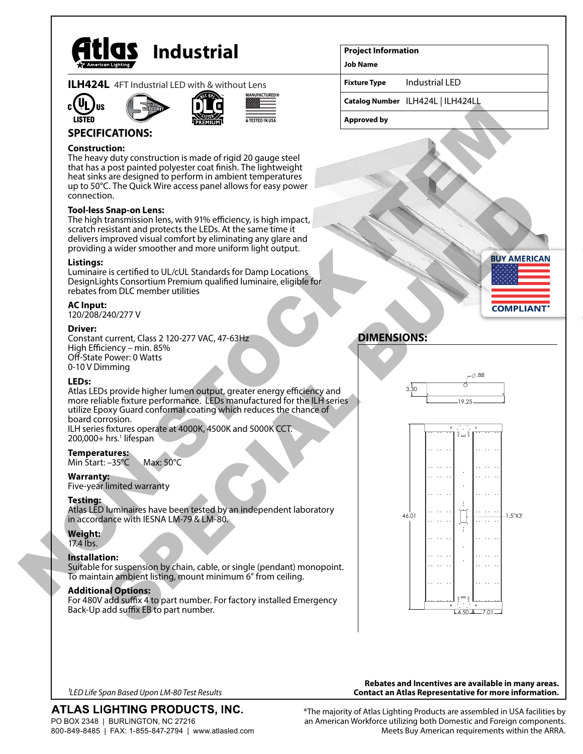# Atlas Industrial

**ILH424L** 4FT Industrial LED with & without Lens

| Project Information | |
|---|---|
| **Job Name** | |
| **Fixture Type** | Industrial LED |
| **Catalog Number** | ILH424L \| ILH424LL |
| **Approved by** | |

NON-STOCK ITEM
SPECIAL BUY

## SPECIFICATIONS:

**Construction:**
The heavy duty construction is made of rigid 20 gauge steel that has a post painted polyester coat finish. The lightweight heat sinks are designed to perform in ambient temperatures up to 50°C. The Quick Wire access panel allows for easy power connection.

**Tool-less Snap-on Lens:**
The high transmission lens, with 91% efficiency, is high impact, scratch resistant and protects the LEDs. At the same time it delivers improved visual comfort by eliminating any glare and providing a wider smoother and more uniform light output.

**Listings:**
Luminaire is certified to UL/cUL Standards for Damp Locations
DesignLights Consortium Premium qualified luminaire, eligible for rebates from DLC member utilities

**AC Input:**
120/208/240/277 V

**Driver:**
Constant current, Class 2 120-277 VAC, 47-63Hz
High Efficiency – min. 85%
Off-State Power: 0 Watts
0-10 V Dimming

**LEDs:**
Atlas LEDs provide higher lumen output, greater energy efficiency and more reliable fixture performance. LEDs manufactured for the ILH series utilize Epoxy Guard conformal coating which reduces the chance of board corrosion.
ILH series fixtures operate at 4000K, 4500K and 5000K CCT.
200,000+ hrs.[1] lifespan

**Temperatures:**
Min Start: –35°C Max: 50°C

**Warranty:**
Five-year limited warranty

**Testing:**
Atlas LED luminaires have been tested by an independent laboratory in accordance with IESNA LM-79 & LM-80.

**Weight:**
17.4 lbs.

**Installation:**
Suitable for suspension by chain, cable, or single (pendant) monopoint.
To maintain ambient listing, mount minimum 6" from ceiling.

**Additional Options:**
For 480V add suffix 4 to part number. For factory installed Emergency Back-Up add suffix EB to part number.

BUY AMERICAN COMPLIANT*

## DIMENSIONS:

Ø.88, 3.30, 19.25, 46.01, 1.5"X3', 4.50, 7.01

[1]*LED Life Span Based Upon LM-80 Test Results*

**Rebates and Incentives are available in many areas. Contact an Atlas Representative for more information.**

**ATLAS LIGHTING PRODUCTS, INC.**
PO BOX 2348 | BURLINGTON, NC 27216
800-849-8485 | FAX: 1-855-847-2794 | www.atlasled.com

*The majority of Atlas Lighting Products are assembled in USA facilities by an American Workforce utilizing both Domestic and Foreign components. Meets Buy American requirements within the ARRA.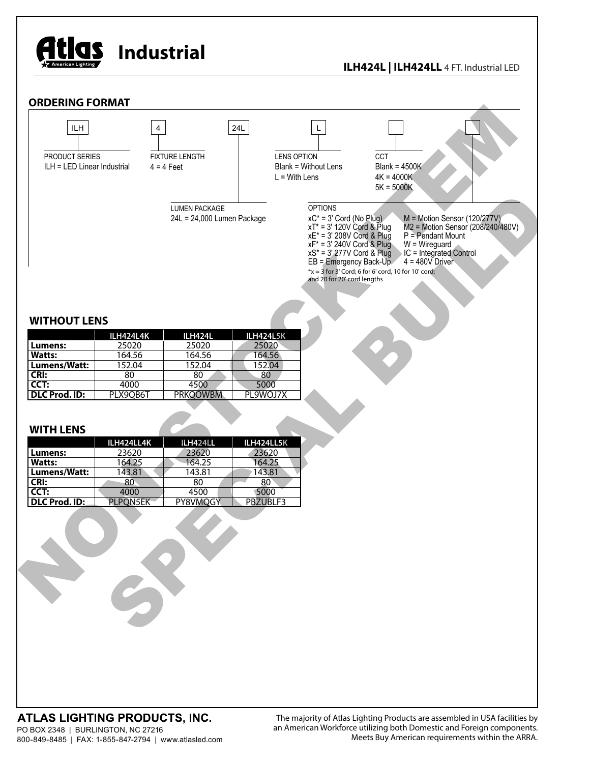# Atlas Industrial

**ILH424L | ILH424LL** 4 FT. Industrial LED

## ORDERING FORMAT

ILH | 4 | 24L | L | [ ] | [ ]

PRODUCT SERIES
ILH = LED Linear Industrial

FIXTURE LENGTH
4 = 4 Feet

LUMEN PACKAGE
24L = 24,000 Lumen Package

LENS OPTION
Blank = Without Lens
L = With Lens

CCT
Blank = 4500K
4K = 4000K
5K = 5000K

OPTIONS
xC* = 3' Cord (No Plug)
xT* = 3' 120V Cord & Plug
xE* = 3' 208V Cord & Plug
xF* = 3' 240V Cord & Plug
xS* = 3' 277V Cord & Plug
EB = Emergency Back-Up
M = Motion Sensor (120/277V)
M2 = Motion Sensor (208/240/480V)
P = Pendant Mount
W = Wireguard
IC = Integrated Control
4 = 480V Driver
*x = 3 for 3' Cord; 6 for 6' cord, 10 for 10' cord; and 20 for 20' cord lengths

NON-STOCK ITEM SPECIAL BUILD

## WITHOUT LENS

| | ILH424L4K | ILH424L | ILH424L5K |
|---|---|---|---|
| **Lumens:** | 25020 | 25020 | 25020 |
| **Watts:** | 164.56 | 164.56 | 164.56 |
| **Lumens/Watt:** | 152.04 | 152.04 | 152.04 |
| **CRI:** | 80 | 80 | 80 |
| **CCT:** | 4000 | 4500 | 5000 |
| **DLC Prod. ID:** | PLX9QB6T | PRKQOWBM | PL9WOJ7X |

## WITH LENS

| | ILH424LL4K | ILH424LL | ILH424LL5K |
|---|---|---|---|
| **Lumens:** | 23620 | 23620 | 23620 |
| **Watts:** | 164.25 | 164.25 | 164.25 |
| **Lumens/Watt:** | 143.81 | 143.81 | 143.81 |
| **CRI:** | 80 | 80 | 80 |
| **CCT:** | 4000 | 4500 | 5000 |
| **DLC Prod. ID:** | PLPQN5EK | PY8VMQGY | PBZUBLF3 |

**ATLAS LIGHTING PRODUCTS, INC.**
PO BOX 2348 | BURLINGTON, NC 27216
800-849-8485 | FAX: 1-855-847-2794 | www.atlasled.com

The majority of Atlas Lighting Products are assembled in USA facilities by an American Workforce utilizing both Domestic and Foreign components. Meets Buy American requirements within the ARRA.